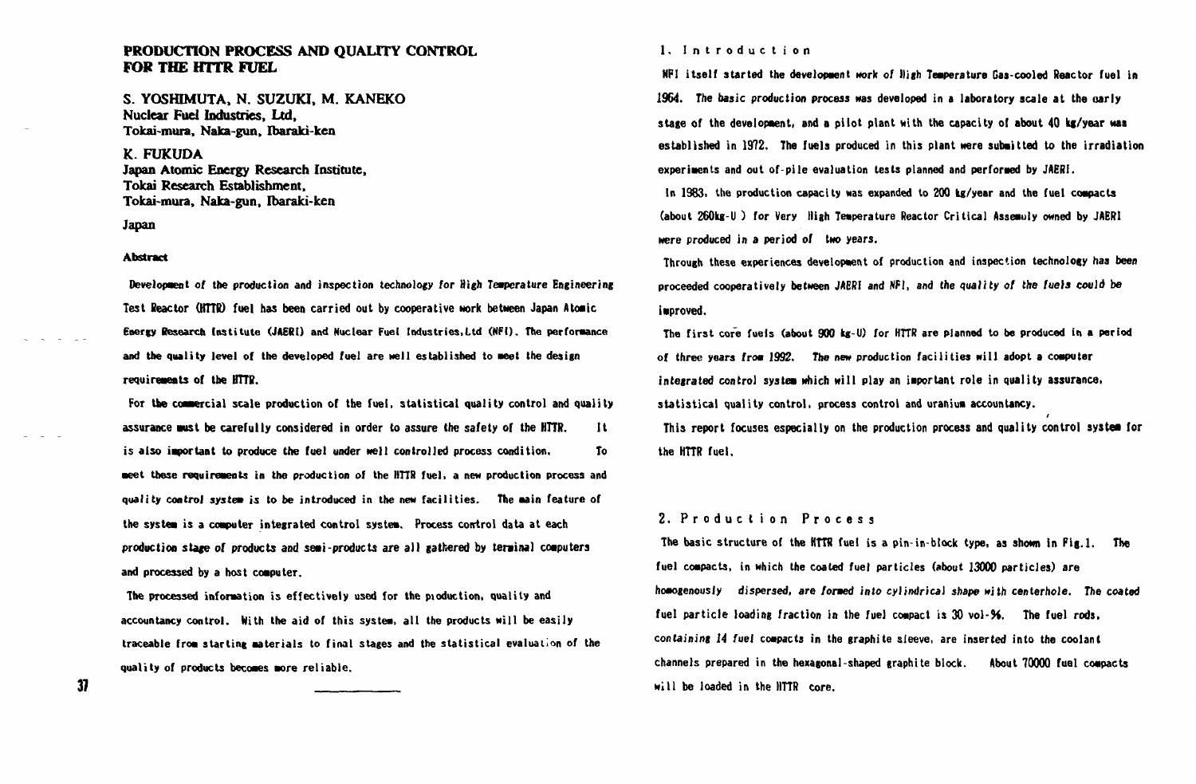# PRODUCTION PROCESS AND QUALITY CONTROL FOR THE HTTR FUEL

S. YOSHIMUTA, N. SUZUKI, M. KANEKO
Nuclear Fuel Industries, Ltd,
Tokai-mura, Naka-gun, Ibaraki-ken

K. FUKUDA
Japan Atomic Energy Research Institute,
Tokai Research Establishment,
Tokai-mura, Naka-gun, Ibaraki-ken

Japan

## Abstract

Development of the production and inspection technology for High Temperature Engineering Test Reactor (HTTR) fuel has been carried out by cooperative work between Japan Atomic Energy Research Institute (JAERI) and Nuclear Fuel Industries,Ltd (NFI). The performance and the quality level of the developed fuel are well established to meet the design requirements of the HTTR.

For the commercial scale production of the fuel, statistical quality control and quality assurance must be carefully considered in order to assure the safety of the HTTR. It is also important to produce the fuel under well controlled process condition. To meet these requirements in the production of the HTTR fuel, a new production process and quality control system is to be introduced in the new facilities. The main feature of the system is a computer integrated control system. Process control data at each production stage of products and semi-products are all gathered by terminal computers and processed by a host computer.

The processed information is effectively used for the production, quality and accountancy control. With the aid of this system, all the products will be easily traceable from starting materials to final stages and the statistical evaluation of the quality of products becomes more reliable.

## 1. Introduction

NFI itself started the development work of High Temperature Gas-cooled Reactor fuel in 1964. The basic production process was developed in a laboratory scale at the early stage of the development, and a pilot plant with the capacity of about 40 kg/year was established in 1972. The fuels produced in this plant were submitted to the irradiation experiments and out of-pile evaluation tests planned and performed by JAERI.

In 1983, the production capacity was expanded to 200 kg/year and the fuel compacts (about 260kg-U ) for Very High Temperature Reactor Critical Assembly owned by JAERI were produced in a period of two years.

Through these experiences development of production and inspection technology has been proceeded cooperatively between JAERI and NFI, and the quality of the fuels could be improved.

The first core fuels (about 900 kg-U) for HTTR are planned to be produced in a period of three years from 1992. The new production facilities will adopt a computer integrated control system which will play an important role in quality assurance, statistical quality control, process control and uranium accountancy.

This report focuses especially on the production process and quality control system for the HTTR fuel.

## 2. Production Process

The basic structure of the HTTR fuel is a pin-in-block type, as shown in Fig.1. The fuel compacts, in which the coated fuel particles (about 13000 particles) are homogenously dispersed, are formed into cylindrical shape with centerhole. The coated fuel particle loading fraction in the fuel compact is 30 vol-%. The fuel rods, containing 14 fuel compacts in the graphite sleeve, are inserted into the coolant channels prepared in the hexagonal-shaped graphite block. About 70000 fuel compacts will be loaded in the HTTR core.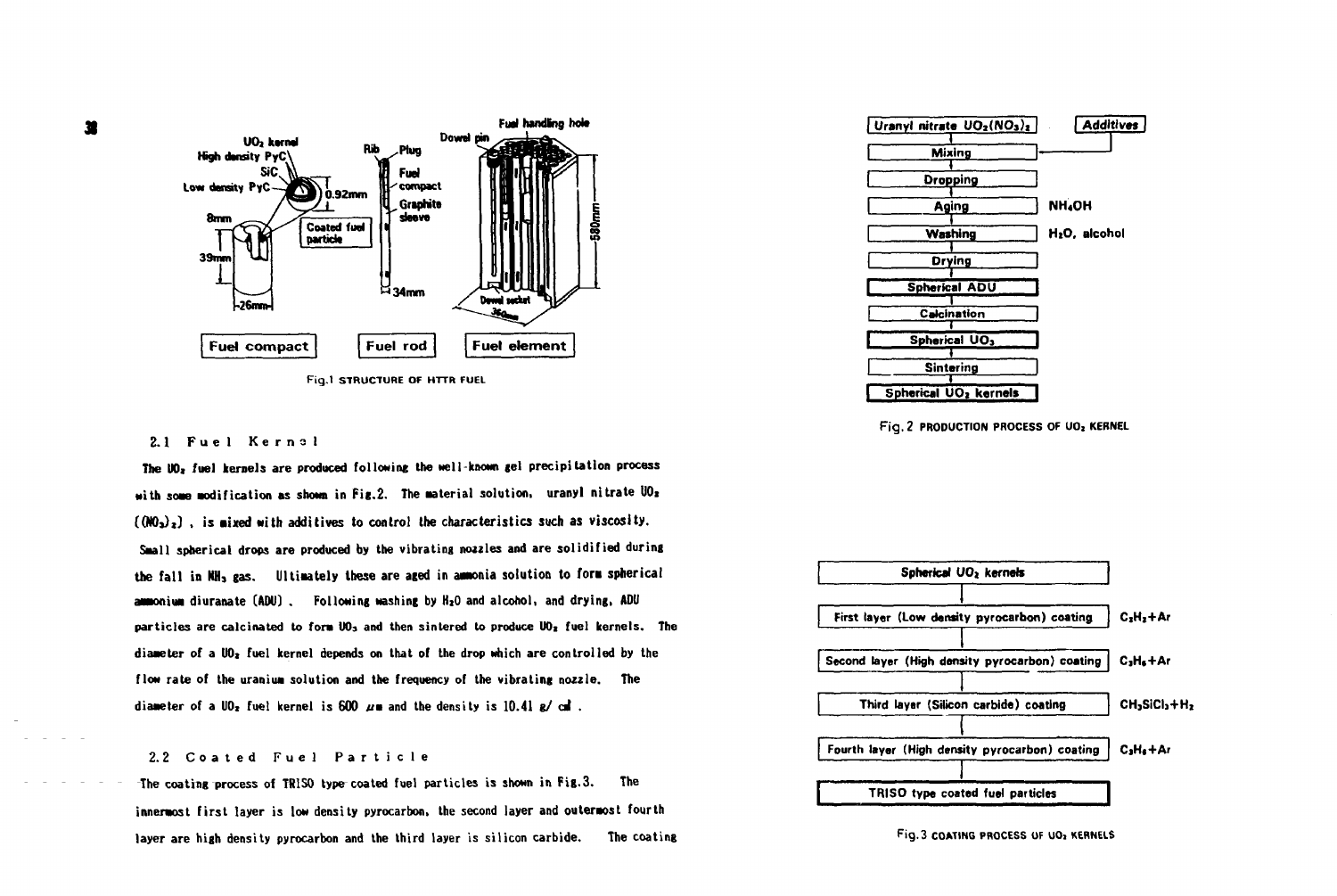Fig.1 STRUCTURE OF HTTR FUEL

Fig. 2 PRODUCTION PROCESS OF $UO_2$ KERNEL

## 2.1 Fuel Kernel

The $UO_2$ fuel kernels are produced following the well-known gel precipitation process with some modification as shown in Fig.2. The material solution, uranyl nitrate $UO_2(NO_3)_2$, is mixed with additives to control the characteristics such as viscosity. Small spherical drops are produced by the vibrating nozzles and are solidified during the fall in $NH_3$ gas. Ultimately these are aged in ammonia solution to form spherical ammonium diuranate (ADU). Following washing by $H_2O$ and alcohol, and drying, ADU particles are calcinated to form $UO_3$ and then sintered to produce $UO_2$ fuel kernels. The diameter of a $UO_2$ fuel kernel depends on that of the drop which are controlled by the flow rate of the uranium solution and the frequency of the vibrating nozzle. The diameter of a $UO_2$ fuel kernel is 600 $\mu m$ and the density is 10.41 g/cm³.

## 2.2 Coated Fuel Particle

The coating process of TRISO type coated fuel particles is shown in Fig.3. The innermost first layer is low density pyrocarbon, the second layer and outermost fourth layer are high density pyrocarbon and the third layer is silicon carbide. The coating

Fig.3 COATING PROCESS OF $UO_2$ KERNELS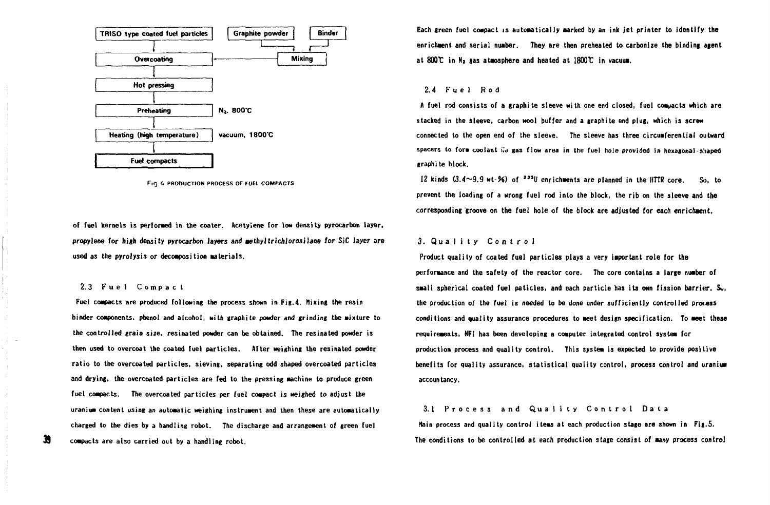TRISO type coated fuel particles → Overcoating ← Mixing ← Graphite powder, Binder

Overcoating → Hot pressing → Preheating ($N_2$, 800°C) → Heating (high temperature) (vacuum, 1800°C) → Fuel compacts

Fig.4 PRODUCTION PROCESS OF FUEL COMPACTS

of fuel kernels is performed in the coater. Acetylene for low density pyrocarbon layer, propylene for high density pyrocarbon layers and methyltrichlorosilane for SiC layer are used as the pyrolysis or decomposition materials.

### 2.3 Fuel Compact

Fuel compacts are produced following the process shown in Fig.4. Mixing the resin binder components, phenol and alcohol, with graphite powder and grinding the mixture to the controlled grain size, resinated powder can be obtained. The resinated powder is then used to overcoat the coated fuel particles. After weighing the resinated powder ratio to the overcoated particles, sieving, separating odd shaped overcoated particles and drying, the overcoated particles are fed to the pressing machine to produce green fuel compacts. The overcoated particles per fuel compact is weighed to adjust the uranium content using an automatic weighing instrument and then these are automatically charged to the dies by a handling robot. The discharge and arrangement of green fuel compacts are also carried out by a handling robot.

Each green fuel compact is automatically marked by an ink jet printer to identify the enrichment and serial number. They are then preheated to carbonize the binding agent at 800°C in $N_2$ gas atmosphere and heated at 1800°C in vacuum.

### 2.4 Fuel Rod

A fuel rod consists of a graphite sleeve with one end closed, fuel compacts which are stacked in the sleeve, carbon wool buffer and a graphite end plug, which is screw connected to the open end of the sleeve. The sleeve has three circumferential outward spacers to form coolant He gas flow area in the fuel hole provided in hexagonal-shaped graphite block.

12 kinds (3.4~9.9 wt-%) of $^{235}U$ enrichments are planned in the HTTR core. So, to prevent the loading of a wrong fuel rod into the block, the rib on the sleeve and the corresponding groove on the fuel hole of the block are adjusted for each enrichment.

## 3. Quality Control

Product quality of coated fuel particles plays a very important role for the performance and the safety of the reactor core. The core contains a large number of small spherical coated fuel paticles, and each particle has its own fission barrier. So, the production of the fuel is needed to be done under sufficiently controlled process conditions and quality assurance procedures to meet design specification. To meet these requirements, NFI has been developing a computer integrated control system for production process and quality control. This system is expected to provide positive benefits for quality assurance, statistical quality control, process control and uranium accountancy.

### 3.1 Process and Quality Control Data

Main process and quality control items at each production stage are shown in Fig.5. The conditions to be controlled at each production stage consist of many process control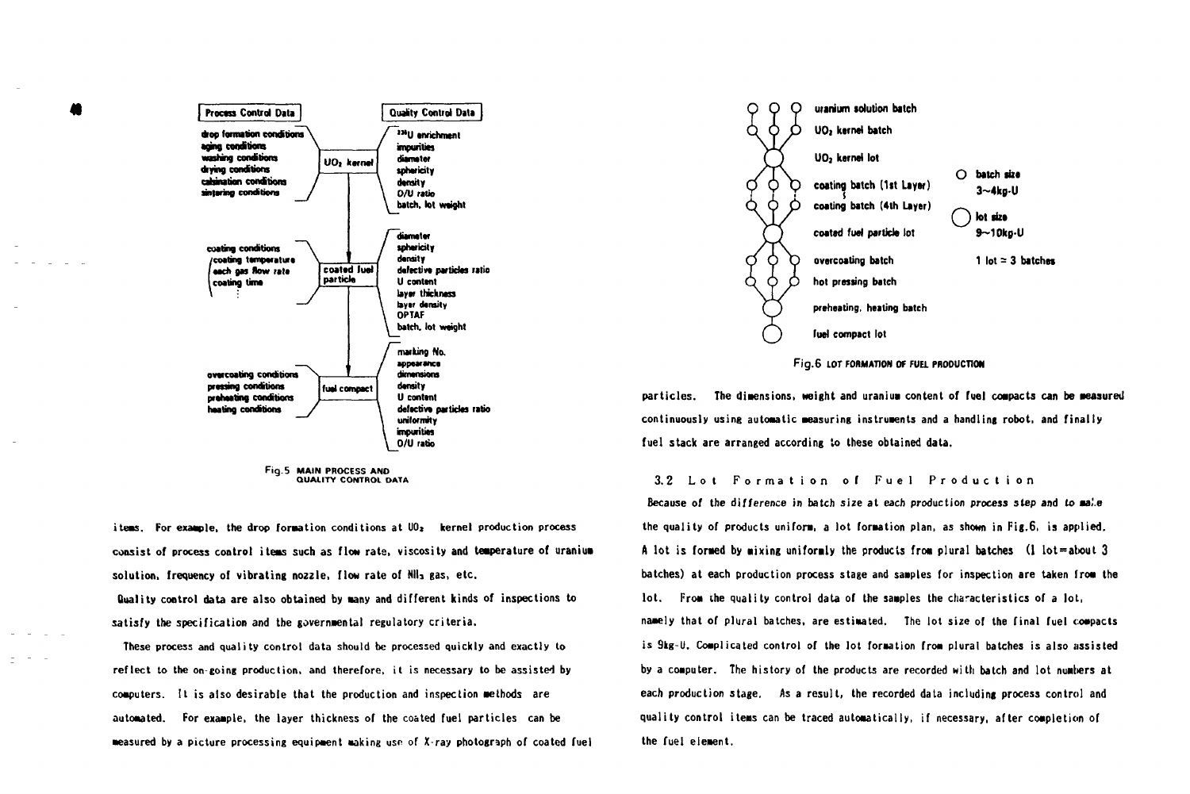| Process Control Data | | Quality Control Data |
|---|---|---|
| drop formation conditions<br>aging conditions<br>washing conditions<br>drying conditions<br>calcination conditions<br>sintering conditions | $UO_2$ kernel | $^{235}U$ enrichment<br>impurities<br>diameter<br>sphericity<br>density<br>O/U ratio<br>batch, lot weight |
| coating conditions<br>(coating temperature<br>each gas flow rate<br>coating time<br>⋮) | coated fuel particle | diameter<br>sphericity<br>density<br>defective particles ratio<br>U content<br>layer thickness<br>layer density<br>OPTAF<br>batch, lot weight |
| overcoating conditions<br>pressing conditions<br>preheating conditions<br>heating conditions | fuel compact | marking No.<br>appearance<br>dimensions<br>density<br>U content<br>defective particles ratio<br>uniformity<br>impurities<br>O/U ratio |

Fig.5 MAIN PROCESS AND QUALITY CONTROL DATA

items. For example, the drop formation conditions at $UO_2$ kernel production process consist of process control items such as flow rate, viscosity and temperature of uranium solution, frequency of vibrating nozzle, flow rate of $NH_3$ gas, etc.

Quality control data are also obtained by many and different kinds of inspections to satisfy the specification and the governmental regulatory criteria.

These process and quality control data should be processed quickly and exactly to reflect to the on-going production, and therefore, it is necessary to be assisted by computers. It is also desirable that the production and inspection methods are automated. For example, the layer thickness of the coated fuel particles can be measured by a picture processing equipment making use of X-ray photograph of coated fuel particles. The dimensions, weight and uranium content of fuel compacts can be measured continuously using automatic measuring instruments and a handling robot, and finally fuel stack are arranged according to these obtained data.

- uranium solution batch
- $UO_2$ kernel batch
- $UO_2$ kernel lot
- coating batch (1st Layer) ⋮ coating batch (4th Layer)
- coated fuel particle lot
- overcoating batch
- hot pressing batch
- preheating, heating batch
- fuel compact lot

○ batch size 3~4kg-U
◯ lot size 9~10kg-U
1 lot ≈ 3 batches

Fig.6 LOT FORMATION OF FUEL PRODUCTION

## 3.2 Lot Formation of Fuel Production

Because of the difference in batch size at each production process step and to make the quality of products uniform, a lot formation plan, as shown in Fig.6, is applied. A lot is formed by mixing uniformly the products from plural batches (1 lot=about 3 batches) at each production process stage and samples for inspection are taken from the lot. From the quality control data of the samples the characteristics of a lot, namely that of plural batches, are estimated. The lot size of the final fuel compacts is 9kg-U. Complicated control of the lot formation from plural batches is also assisted by a computer. The history of the products are recorded with batch and lot numbers at each production stage. As a result, the recorded data including process control and quality control items can be traced automatically, if necessary, after completion of the fuel element.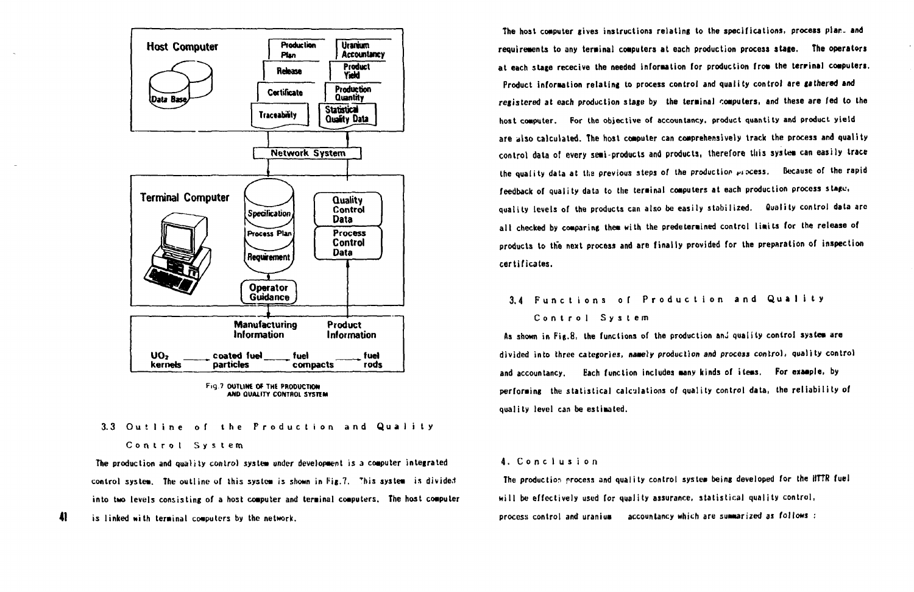Fig.7 OUTLINE OF THE PRODUCTION AND QUALITY CONTROL SYSTEM

### 3.3 Outline of the Production and Quality Control System

The production and quality control system under development is a computer integrated control system. The outline of this system is shown in Fig.7. This system is divided into two levels consisting of a host computer and terminal computers. The host computer is linked with terminal computers by the network.

The host computer gives instructions relating to the specifications, process plan and requirements to any terminal computers at each production process stage. The operators at each stage recive the needed information for production from the terminal computers. Product information relating to process control and quality control are gathered and registered at each production stage by the terminal computers, and these are fed to the host computer. For the objective of accountancy, product quantity and product yield are also calculated. The host computer can comprehensively track the process and quality control data of every semi-products and products, therefore this system can easily trace the quality data at the previous steps of the production process. Because of the rapid feedback of quality data to the terminal computers at each production process stage, quality levels of the products can also be easily stabilized. Quality control data are all checked by comparing them with the predetermined control limits for the release of products to the next process and are finally provided for the preparation of inspection certificates.

### 3.4 Functions of Production and Quality Control System

As shown in Fig.8, the functions of the production and quality control system are divided into three categories, namely production and process control, quality control and accountancy. Each function includes many kinds of items. For example, by performing the statistical calculations of quality control data, the reliability of quality level can be estimated.

## 4. Conclusion

The production process and quality control system being developed for the HTTR fuel will be effectively used for quality assurance, statistical quality control, process control and uranium accountancy which are summarized as follows :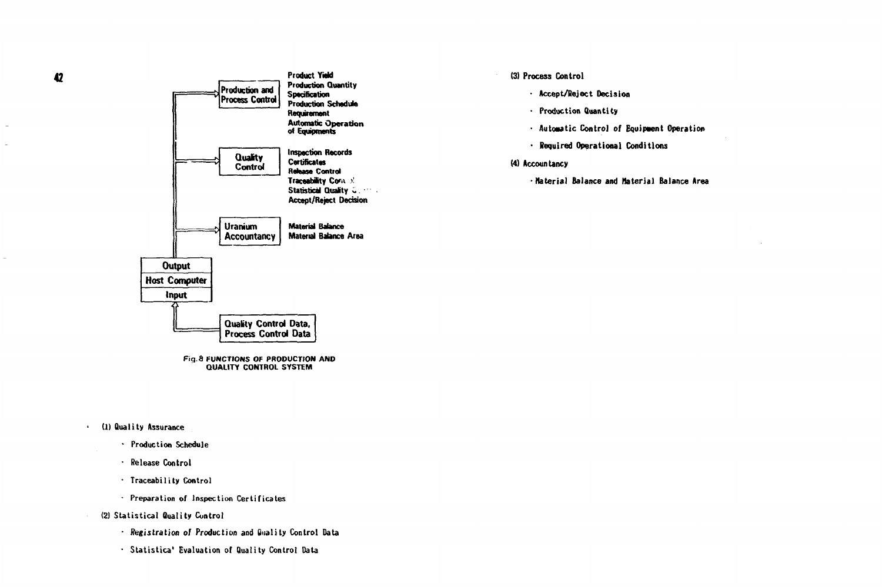Production and Process Control

Product Yield
Production Quantity
Specification
Production Schedule
Requirement
Automatic Operation of Equipments

Quality Control

Inspection Records
Certificates
Release Control
Traceability Control
Statistical Quality Control
Accept/Reject Decision

Uranium Accountancy

Material Balance
Material Balance Area

Output
Host Computer
Input

Quality Control Data, Process Control Data

Fig.8 FUNCTIONS OF PRODUCTION AND QUALITY CONTROL SYSTEM

(1) Quality Assurance

- Production Schedule
- Release Control
- Traceability Control
- Preparation of Inspection Certificates

(2) Statistical Quality Control

- *Registration of Production* and Quality Control Data
- Statistica' Evaluation of Quality Control Data

(3) Process Control

- Accept/Reject Decision
- Production Quantity
- Automatic Control of Equipment Operation
- Required Operational Conditions

(4) Accountancy

- Material Balance and Material Balance Area